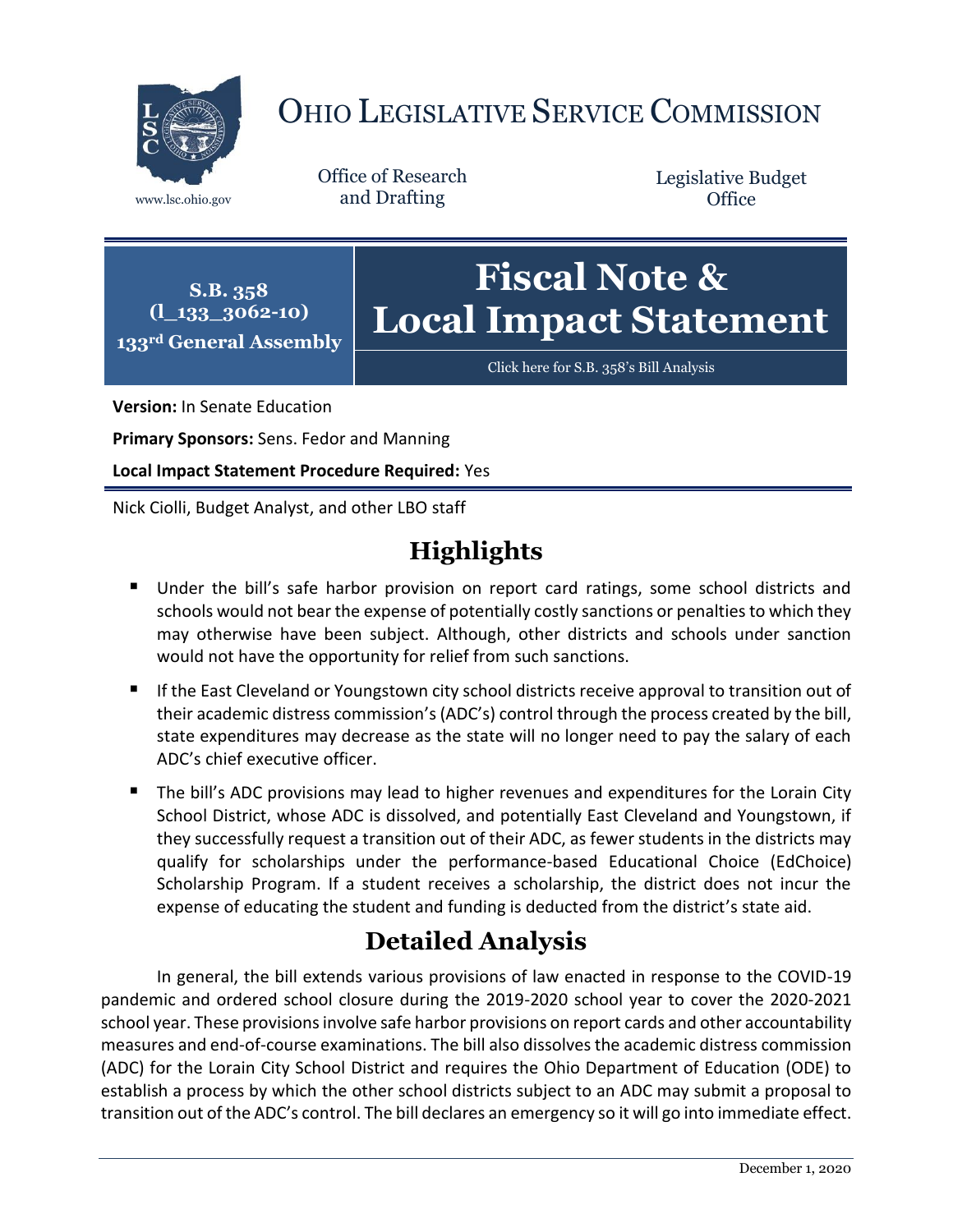# Ohio Legislative Service Commission

www.lsc.ohio.gov

Office of Research and Drafting

Legislative Budget Office

**S.B. 358**
**(l_133_3062-10)**
**133rd General Assembly**

# Fiscal Note & Local Impact Statement

Click here for S.B. 358's Bill Analysis

**Version:** In Senate Education

**Primary Sponsors:** Sens. Fedor and Manning

**Local Impact Statement Procedure Required:** Yes

Nick Ciolli, Budget Analyst, and other LBO staff

## Highlights

- Under the bill's safe harbor provision on report card ratings, some school districts and schools would not bear the expense of potentially costly sanctions or penalties to which they may otherwise have been subject. Although, other districts and schools under sanction would not have the opportunity for relief from such sanctions.
- If the East Cleveland or Youngstown city school districts receive approval to transition out of their academic distress commission's (ADC's) control through the process created by the bill, state expenditures may decrease as the state will no longer need to pay the salary of each ADC's chief executive officer.
- The bill's ADC provisions may lead to higher revenues and expenditures for the Lorain City School District, whose ADC is dissolved, and potentially East Cleveland and Youngstown, if they successfully request a transition out of their ADC, as fewer students in the districts may qualify for scholarships under the performance-based Educational Choice (EdChoice) Scholarship Program. If a student receives a scholarship, the district does not incur the expense of educating the student and funding is deducted from the district's state aid.

## Detailed Analysis

In general, the bill extends various provisions of law enacted in response to the COVID-19 pandemic and ordered school closure during the 2019-2020 school year to cover the 2020-2021 school year. These provisions involve safe harbor provisions on report cards and other accountability measures and end-of-course examinations. The bill also dissolves the academic distress commission (ADC) for the Lorain City School District and requires the Ohio Department of Education (ODE) to establish a process by which the other school districts subject to an ADC may submit a proposal to transition out of the ADC's control. The bill declares an emergency so it will go into immediate effect.

December 1, 2020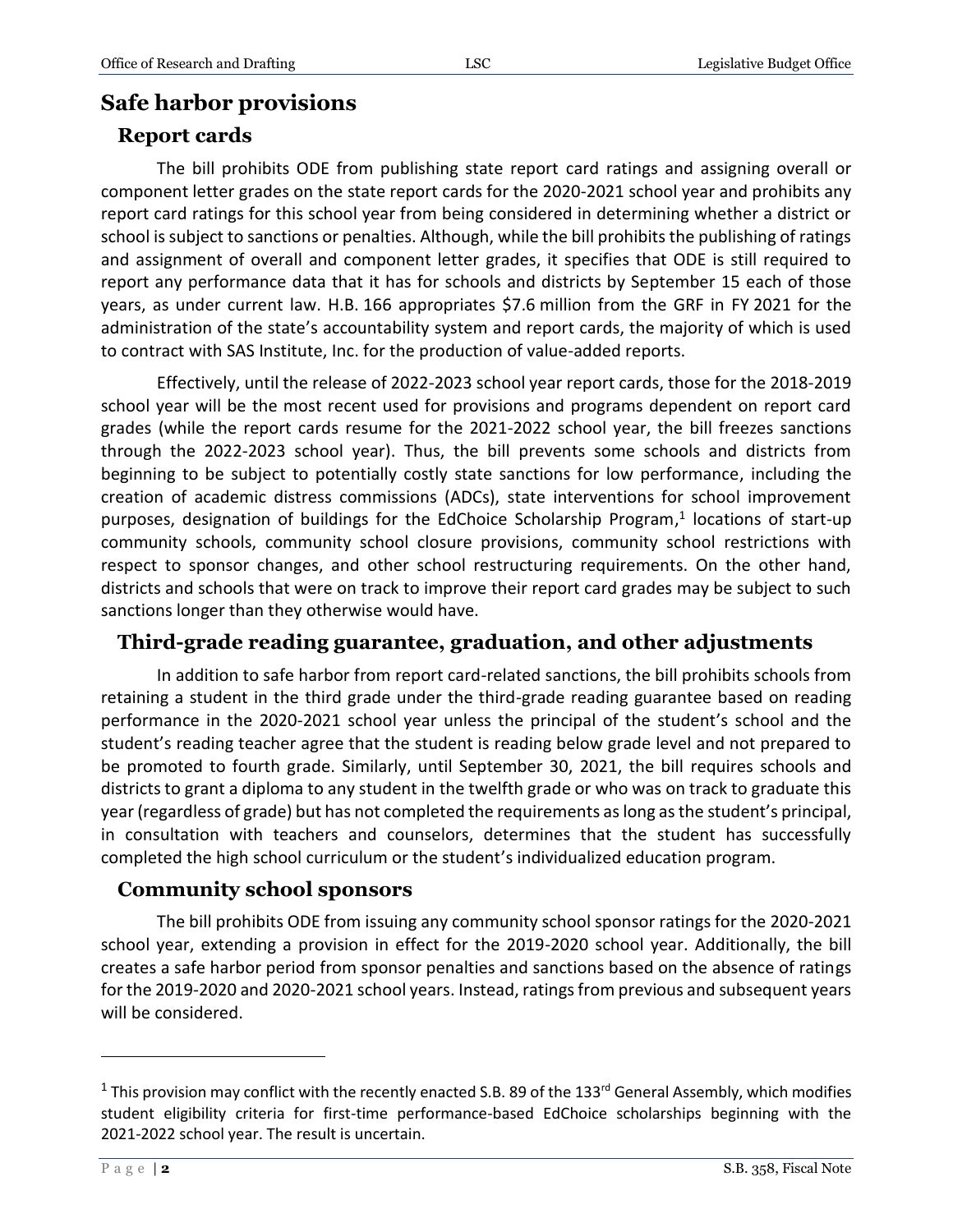## Safe harbor provisions

### Report cards

The bill prohibits ODE from publishing state report card ratings and assigning overall or component letter grades on the state report cards for the 2020-2021 school year and prohibits any report card ratings for this school year from being considered in determining whether a district or school is subject to sanctions or penalties. Although, while the bill prohibits the publishing of ratings and assignment of overall and component letter grades, it specifies that ODE is still required to report any performance data that it has for schools and districts by September 15 each of those years, as under current law. H.B. 166 appropriates $7.6 million from the GRF in FY 2021 for the administration of the state's accountability system and report cards, the majority of which is used to contract with SAS Institute, Inc. for the production of value-added reports.

Effectively, until the release of 2022-2023 school year report cards, those for the 2018-2019 school year will be the most recent used for provisions and programs dependent on report card grades (while the report cards resume for the 2021-2022 school year, the bill freezes sanctions through the 2022-2023 school year). Thus, the bill prevents some schools and districts from beginning to be subject to potentially costly state sanctions for low performance, including the creation of academic distress commissions (ADCs), state interventions for school improvement purposes, designation of buildings for the EdChoice Scholarship Program,[1] locations of start-up community schools, community school closure provisions, community school restrictions with respect to sponsor changes, and other school restructuring requirements. On the other hand, districts and schools that were on track to improve their report card grades may be subject to such sanctions longer than they otherwise would have.

### Third-grade reading guarantee, graduation, and other adjustments

In addition to safe harbor from report card-related sanctions, the bill prohibits schools from retaining a student in the third grade under the third-grade reading guarantee based on reading performance in the 2020-2021 school year unless the principal of the student's school and the student's reading teacher agree that the student is reading below grade level and not prepared to be promoted to fourth grade. Similarly, until September 30, 2021, the bill requires schools and districts to grant a diploma to any student in the twelfth grade or who was on track to graduate this year (regardless of grade) but has not completed the requirements as long as the student's principal, in consultation with teachers and counselors, determines that the student has successfully completed the high school curriculum or the student's individualized education program.

### Community school sponsors

The bill prohibits ODE from issuing any community school sponsor ratings for the 2020-2021 school year, extending a provision in effect for the 2019-2020 school year. Additionally, the bill creates a safe harbor period from sponsor penalties and sanctions based on the absence of ratings for the 2019-2020 and 2020-2021 school years. Instead, ratings from previous and subsequent years will be considered.

---

[1] This provision may conflict with the recently enacted S.B. 89 of the 133rd General Assembly, which modifies student eligibility criteria for first-time performance-based EdChoice scholarships beginning with the 2021-2022 school year. The result is uncertain.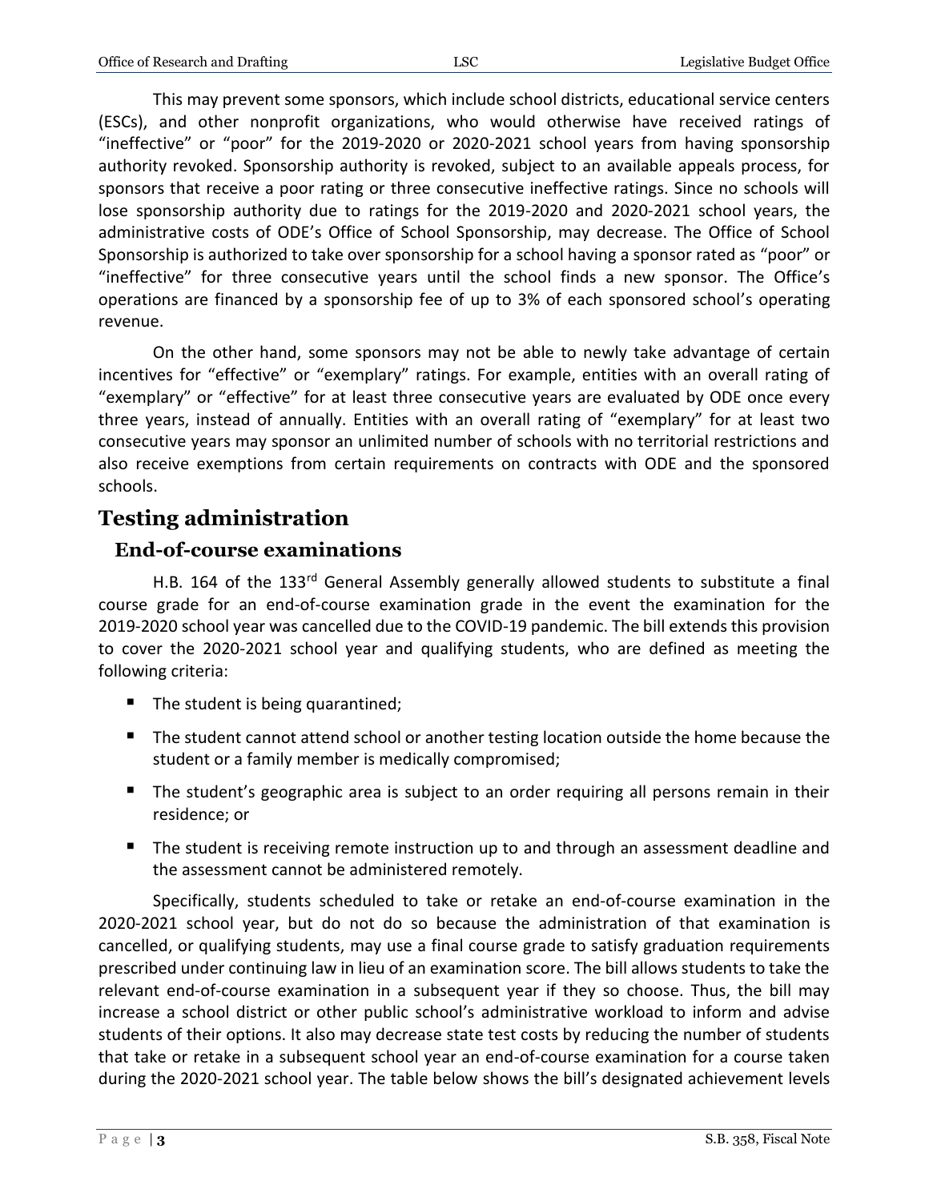This may prevent some sponsors, which include school districts, educational service centers (ESCs), and other nonprofit organizations, who would otherwise have received ratings of "ineffective" or "poor" for the 2019-2020 or 2020-2021 school years from having sponsorship authority revoked. Sponsorship authority is revoked, subject to an available appeals process, for sponsors that receive a poor rating or three consecutive ineffective ratings. Since no schools will lose sponsorship authority due to ratings for the 2019-2020 and 2020-2021 school years, the administrative costs of ODE's Office of School Sponsorship, may decrease. The Office of School Sponsorship is authorized to take over sponsorship for a school having a sponsor rated as "poor" or "ineffective" for three consecutive years until the school finds a new sponsor. The Office's operations are financed by a sponsorship fee of up to 3% of each sponsored school's operating revenue.

On the other hand, some sponsors may not be able to newly take advantage of certain incentives for "effective" or "exemplary" ratings. For example, entities with an overall rating of "exemplary" or "effective" for at least three consecutive years are evaluated by ODE once every three years, instead of annually. Entities with an overall rating of "exemplary" for at least two consecutive years may sponsor an unlimited number of schools with no territorial restrictions and also receive exemptions from certain requirements on contracts with ODE and the sponsored schools.

## Testing administration

### End-of-course examinations

H.B. 164 of the 133rd General Assembly generally allowed students to substitute a final course grade for an end-of-course examination grade in the event the examination for the 2019-2020 school year was cancelled due to the COVID-19 pandemic. The bill extends this provision to cover the 2020-2021 school year and qualifying students, who are defined as meeting the following criteria:

- The student is being quarantined;
- The student cannot attend school or another testing location outside the home because the student or a family member is medically compromised;
- The student's geographic area is subject to an order requiring all persons remain in their residence; or
- The student is receiving remote instruction up to and through an assessment deadline and the assessment cannot be administered remotely.

Specifically, students scheduled to take or retake an end-of-course examination in the 2020-2021 school year, but do not do so because the administration of that examination is cancelled, or qualifying students, may use a final course grade to satisfy graduation requirements prescribed under continuing law in lieu of an examination score. The bill allows students to take the relevant end-of-course examination in a subsequent year if they so choose. Thus, the bill may increase a school district or other public school's administrative workload to inform and advise students of their options. It also may decrease state test costs by reducing the number of students that take or retake in a subsequent school year an end-of-course examination for a course taken during the 2020-2021 school year. The table below shows the bill's designated achievement levels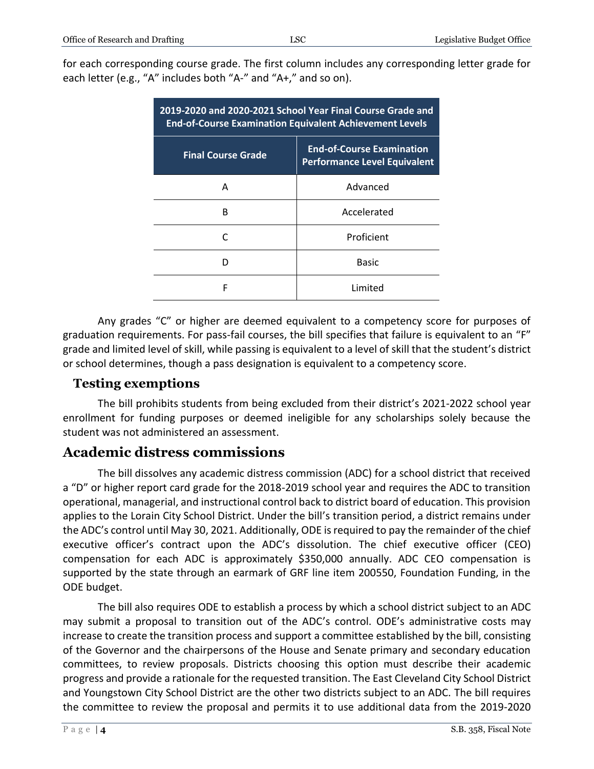for each corresponding course grade. The first column includes any corresponding letter grade for each letter (e.g., "A" includes both "A-" and "A+," and so on).

| 2019-2020 and 2020-2021 School Year Final Course Grade and End-of-Course Examination Equivalent Achievement Levels | |
|---|---|
| **Final Course Grade** | **End-of-Course Examination Performance Level Equivalent** |
| A | Advanced |
| B | Accelerated |
| C | Proficient |
| D | Basic |
| F | Limited |

Any grades "C" or higher are deemed equivalent to a competency score for purposes of graduation requirements. For pass-fail courses, the bill specifies that failure is equivalent to an "F" grade and limited level of skill, while passing is equivalent to a level of skill that the student's district or school determines, though a pass designation is equivalent to a competency score.

### Testing exemptions

The bill prohibits students from being excluded from their district's 2021-2022 school year enrollment for funding purposes or deemed ineligible for any scholarships solely because the student was not administered an assessment.

## Academic distress commissions

The bill dissolves any academic distress commission (ADC) for a school district that received a "D" or higher report card grade for the 2018-2019 school year and requires the ADC to transition operational, managerial, and instructional control back to district board of education. This provision applies to the Lorain City School District. Under the bill's transition period, a district remains under the ADC's control until May 30, 2021. Additionally, ODE is required to pay the remainder of the chief executive officer's contract upon the ADC's dissolution. The chief executive officer (CEO) compensation for each ADC is approximately $350,000 annually. ADC CEO compensation is supported by the state through an earmark of GRF line item 200550, Foundation Funding, in the ODE budget.

The bill also requires ODE to establish a process by which a school district subject to an ADC may submit a proposal to transition out of the ADC's control. ODE's administrative costs may increase to create the transition process and support a committee established by the bill, consisting of the Governor and the chairpersons of the House and Senate primary and secondary education committees, to review proposals. Districts choosing this option must describe their academic progress and provide a rationale for the requested transition. The East Cleveland City School District and Youngstown City School District are the other two districts subject to an ADC. The bill requires the committee to review the proposal and permits it to use additional data from the 2019-2020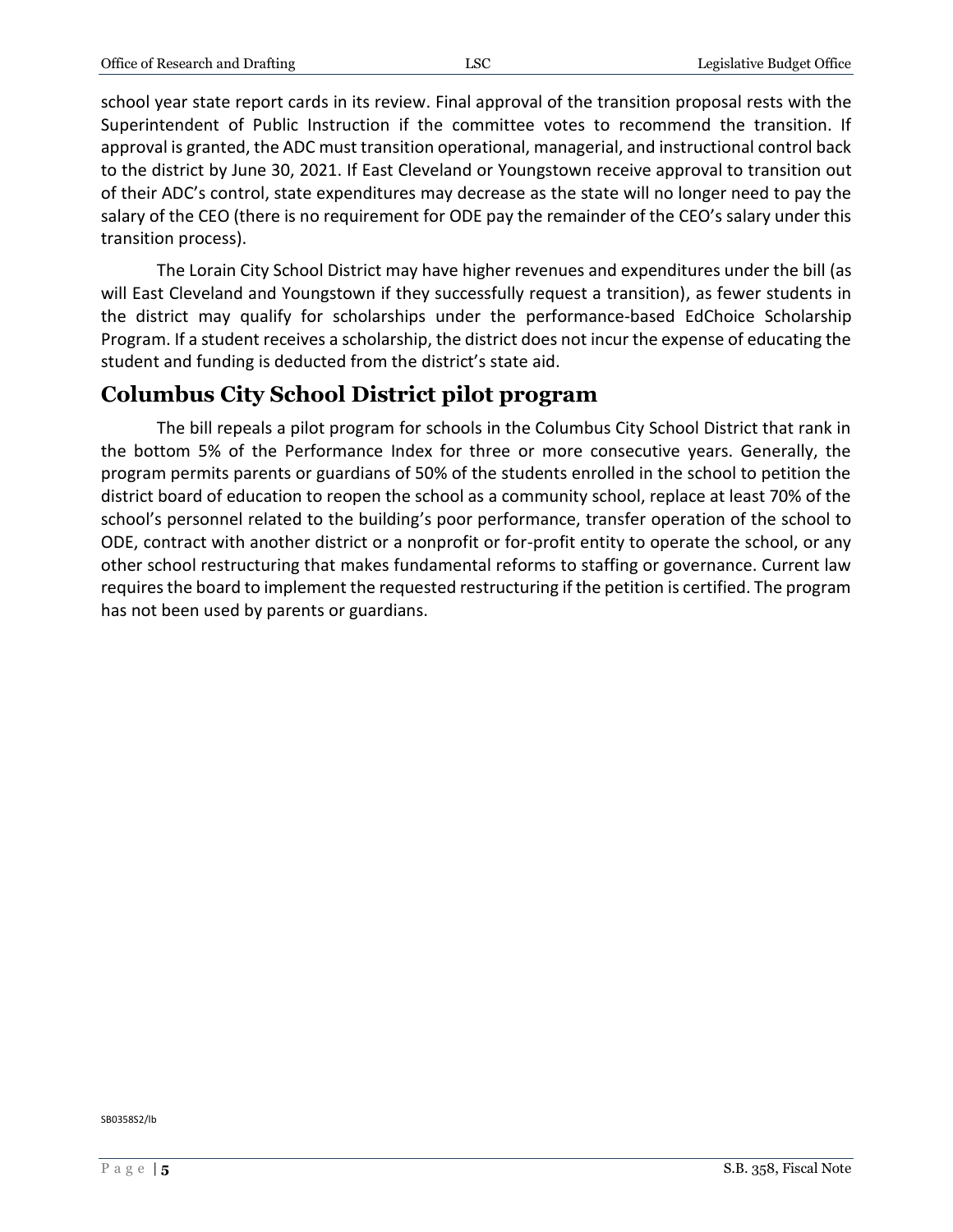school year state report cards in its review. Final approval of the transition proposal rests with the Superintendent of Public Instruction if the committee votes to recommend the transition. If approval is granted, the ADC must transition operational, managerial, and instructional control back to the district by June 30, 2021. If East Cleveland or Youngstown receive approval to transition out of their ADC's control, state expenditures may decrease as the state will no longer need to pay the salary of the CEO (there is no requirement for ODE pay the remainder of the CEO's salary under this transition process).

The Lorain City School District may have higher revenues and expenditures under the bill (as will East Cleveland and Youngstown if they successfully request a transition), as fewer students in the district may qualify for scholarships under the performance-based EdChoice Scholarship Program. If a student receives a scholarship, the district does not incur the expense of educating the student and funding is deducted from the district's state aid.

## Columbus City School District pilot program

The bill repeals a pilot program for schools in the Columbus City School District that rank in the bottom 5% of the Performance Index for three or more consecutive years. Generally, the program permits parents or guardians of 50% of the students enrolled in the school to petition the district board of education to reopen the school as a community school, replace at least 70% of the school's personnel related to the building's poor performance, transfer operation of the school to ODE, contract with another district or a nonprofit or for-profit entity to operate the school, or any other school restructuring that makes fundamental reforms to staffing or governance. Current law requires the board to implement the requested restructuring if the petition is certified. The program has not been used by parents or guardians.

SB0358S2/lb